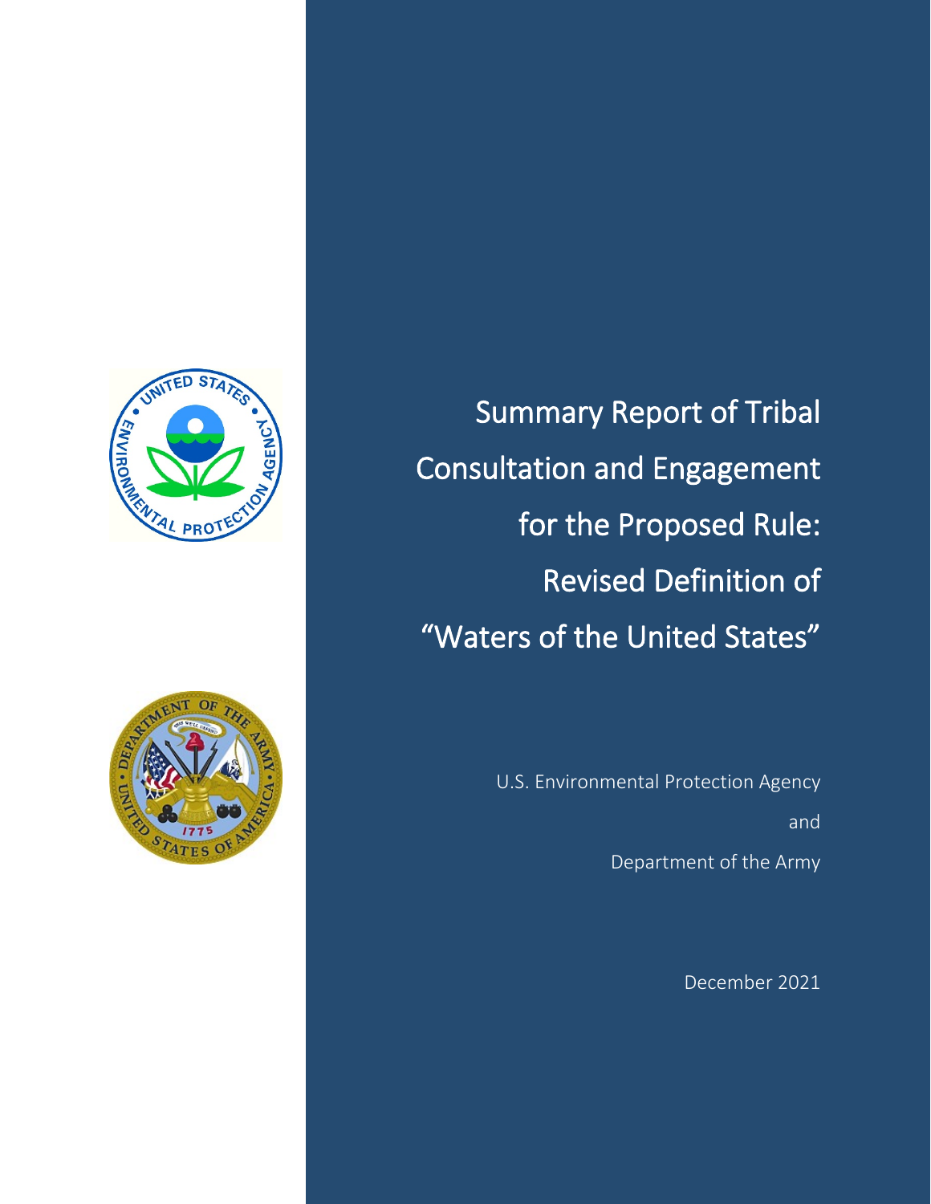# Summary Report of Tribal Consultation and Engagement for the Proposed Rule: Revised Definition of "Waters of the United States"

U.S. Environmental Protection Agency

and

Department of the Army

December 2021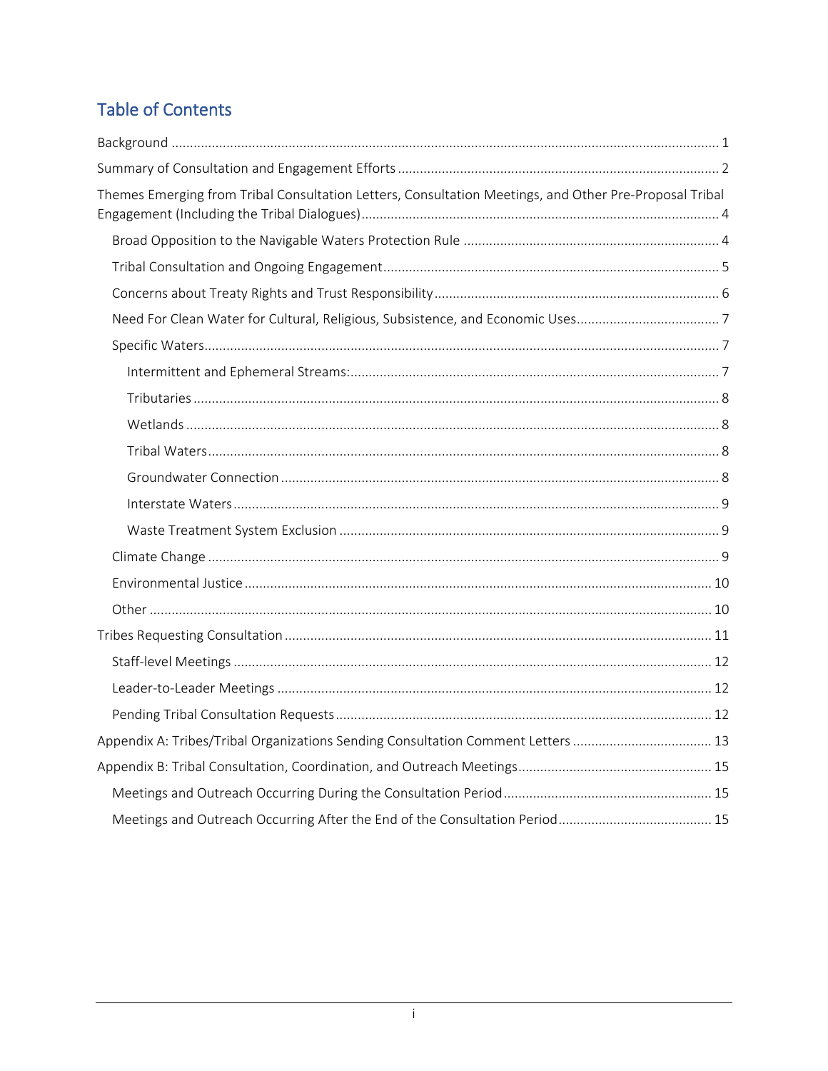## Table of Contents

- Background ..... 1
- Summary of Consultation and Engagement Efforts ..... 2
- Themes Emerging from Tribal Consultation Letters, Consultation Meetings, and Other Pre-Proposal Tribal Engagement (Including the Tribal Dialogues) ..... 4
  - Broad Opposition to the Navigable Waters Protection Rule ..... 4
  - Tribal Consultation and Ongoing Engagement ..... 5
  - Concerns about Treaty Rights and Trust Responsibility ..... 6
  - Need For Clean Water for Cultural, Religious, Subsistence, and Economic Uses ..... 7
  - Specific Waters ..... 7
    - Intermittent and Ephemeral Streams: ..... 7
    - Tributaries ..... 8
    - Wetlands ..... 8
    - Tribal Waters ..... 8
    - Groundwater Connection ..... 8
    - Interstate Waters ..... 9
    - Waste Treatment System Exclusion ..... 9
  - Climate Change ..... 9
  - Environmental Justice ..... 10
  - Other ..... 10
- Tribes Requesting Consultation ..... 11
  - Staff-level Meetings ..... 12
  - Leader-to-Leader Meetings ..... 12
  - Pending Tribal Consultation Requests ..... 12
- Appendix A: Tribes/Tribal Organizations Sending Consultation Comment Letters ..... 13
- Appendix B: Tribal Consultation, Coordination, and Outreach Meetings ..... 15
  - Meetings and Outreach Occurring During the Consultation Period ..... 15
  - Meetings and Outreach Occurring After the End of the Consultation Period ..... 15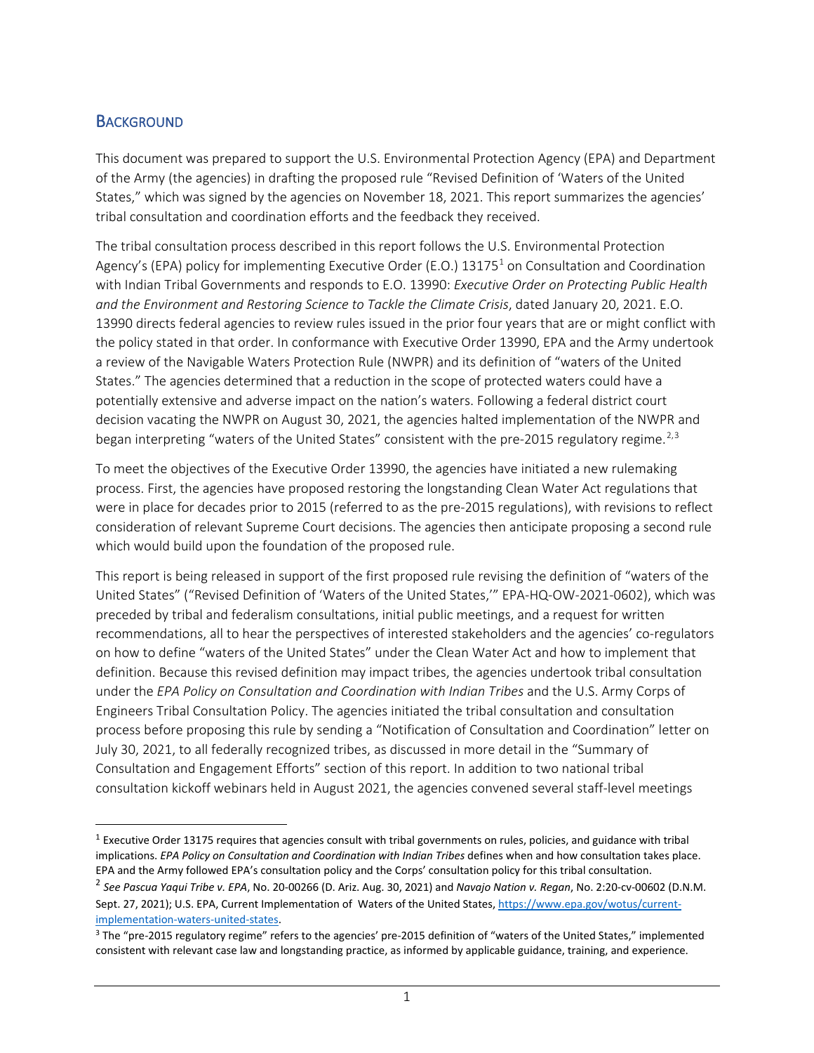## Background

This document was prepared to support the U.S. Environmental Protection Agency (EPA) and Department of the Army (the agencies) in drafting the proposed rule "Revised Definition of 'Waters of the United States," which was signed by the agencies on November 18, 2021. This report summarizes the agencies' tribal consultation and coordination efforts and the feedback they received.

The tribal consultation process described in this report follows the U.S. Environmental Protection Agency's (EPA) policy for implementing Executive Order (E.O.) 13175[1] on Consultation and Coordination with Indian Tribal Governments and responds to E.O. 13990: *Executive Order on Protecting Public Health and the Environment and Restoring Science to Tackle the Climate Crisis*, dated January 20, 2021. E.O. 13990 directs federal agencies to review rules issued in the prior four years that are or might conflict with the policy stated in that order. In conformance with Executive Order 13990, EPA and the Army undertook a review of the Navigable Waters Protection Rule (NWPR) and its definition of "waters of the United States." The agencies determined that a reduction in the scope of protected waters could have a potentially extensive and adverse impact on the nation's waters. Following a federal district court decision vacating the NWPR on August 30, 2021, the agencies halted implementation of the NWPR and began interpreting "waters of the United States" consistent with the pre-2015 regulatory regime.[2,3]

To meet the objectives of the Executive Order 13990, the agencies have initiated a new rulemaking process. First, the agencies have proposed restoring the longstanding Clean Water Act regulations that were in place for decades prior to 2015 (referred to as the pre-2015 regulations), with revisions to reflect consideration of relevant Supreme Court decisions. The agencies then anticipate proposing a second rule which would build upon the foundation of the proposed rule.

This report is being released in support of the first proposed rule revising the definition of "waters of the United States" ("Revised Definition of 'Waters of the United States,'" EPA-HQ-OW-2021-0602), which was preceded by tribal and federalism consultations, initial public meetings, and a request for written recommendations, all to hear the perspectives of interested stakeholders and the agencies' co-regulators on how to define "waters of the United States" under the Clean Water Act and how to implement that definition. Because this revised definition may impact tribes, the agencies undertook tribal consultation under the *EPA Policy on Consultation and Coordination with Indian Tribes* and the U.S. Army Corps of Engineers Tribal Consultation Policy. The agencies initiated the tribal consultation and consultation process before proposing this rule by sending a "Notification of Consultation and Coordination" letter on July 30, 2021, to all federally recognized tribes, as discussed in more detail in the "Summary of Consultation and Engagement Efforts" section of this report. In addition to two national tribal consultation kickoff webinars held in August 2021, the agencies convened several staff-level meetings

---

[1] Executive Order 13175 requires that agencies consult with tribal governments on rules, policies, and guidance with tribal implications. *EPA Policy on Consultation and Coordination with Indian Tribes* defines when and how consultation takes place. EPA and the Army followed EPA's consultation policy and the Corps' consultation policy for this tribal consultation.

[2] *See Pascua Yaqui Tribe v. EPA*, No. 20-00266 (D. Ariz. Aug. 30, 2021) and *Navajo Nation v. Regan*, No. 2:20-cv-00602 (D.N.M. Sept. 27, 2021); U.S. EPA, Current Implementation of Waters of the United States, https://www.epa.gov/wotus/current-implementation-waters-united-states.

[3] The "pre-2015 regulatory regime" refers to the agencies' pre-2015 definition of "waters of the United States," implemented consistent with relevant case law and longstanding practice, as informed by applicable guidance, training, and experience.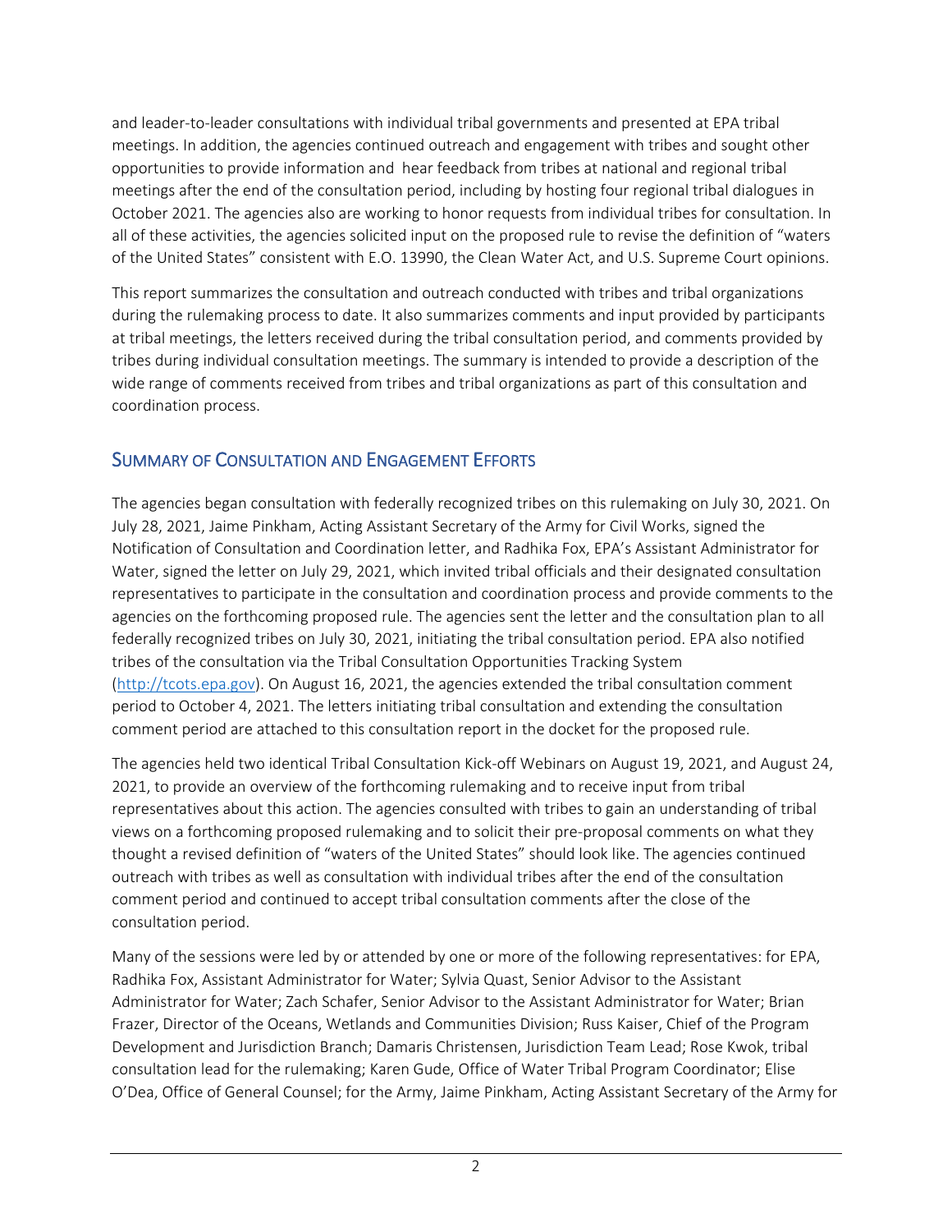and leader-to-leader consultations with individual tribal governments and presented at EPA tribal meetings. In addition, the agencies continued outreach and engagement with tribes and sought other opportunities to provide information and hear feedback from tribes at national and regional tribal meetings after the end of the consultation period, including by hosting four regional tribal dialogues in October 2021. The agencies also are working to honor requests from individual tribes for consultation. In all of these activities, the agencies solicited input on the proposed rule to revise the definition of "waters of the United States" consistent with E.O. 13990, the Clean Water Act, and U.S. Supreme Court opinions.

This report summarizes the consultation and outreach conducted with tribes and tribal organizations during the rulemaking process to date. It also summarizes comments and input provided by participants at tribal meetings, the letters received during the tribal consultation period, and comments provided by tribes during individual consultation meetings. The summary is intended to provide a description of the wide range of comments received from tribes and tribal organizations as part of this consultation and coordination process.

## Summary of Consultation and Engagement Efforts

The agencies began consultation with federally recognized tribes on this rulemaking on July 30, 2021. On July 28, 2021, Jaime Pinkham, Acting Assistant Secretary of the Army for Civil Works, signed the Notification of Consultation and Coordination letter, and Radhika Fox, EPA's Assistant Administrator for Water, signed the letter on July 29, 2021, which invited tribal officials and their designated consultation representatives to participate in the consultation and coordination process and provide comments to the agencies on the forthcoming proposed rule. The agencies sent the letter and the consultation plan to all federally recognized tribes on July 30, 2021, initiating the tribal consultation period. EPA also notified tribes of the consultation via the Tribal Consultation Opportunities Tracking System (http://tcots.epa.gov). On August 16, 2021, the agencies extended the tribal consultation comment period to October 4, 2021. The letters initiating tribal consultation and extending the consultation comment period are attached to this consultation report in the docket for the proposed rule.

The agencies held two identical Tribal Consultation Kick-off Webinars on August 19, 2021, and August 24, 2021, to provide an overview of the forthcoming rulemaking and to receive input from tribal representatives about this action. The agencies consulted with tribes to gain an understanding of tribal views on a forthcoming proposed rulemaking and to solicit their pre-proposal comments on what they thought a revised definition of "waters of the United States" should look like. The agencies continued outreach with tribes as well as consultation with individual tribes after the end of the consultation comment period and continued to accept tribal consultation comments after the close of the consultation period.

Many of the sessions were led by or attended by one or more of the following representatives: for EPA, Radhika Fox, Assistant Administrator for Water; Sylvia Quast, Senior Advisor to the Assistant Administrator for Water; Zach Schafer, Senior Advisor to the Assistant Administrator for Water; Brian Frazer, Director of the Oceans, Wetlands and Communities Division; Russ Kaiser, Chief of the Program Development and Jurisdiction Branch; Damaris Christensen, Jurisdiction Team Lead; Rose Kwok, tribal consultation lead for the rulemaking; Karen Gude, Office of Water Tribal Program Coordinator; Elise O'Dea, Office of General Counsel; for the Army, Jaime Pinkham, Acting Assistant Secretary of the Army for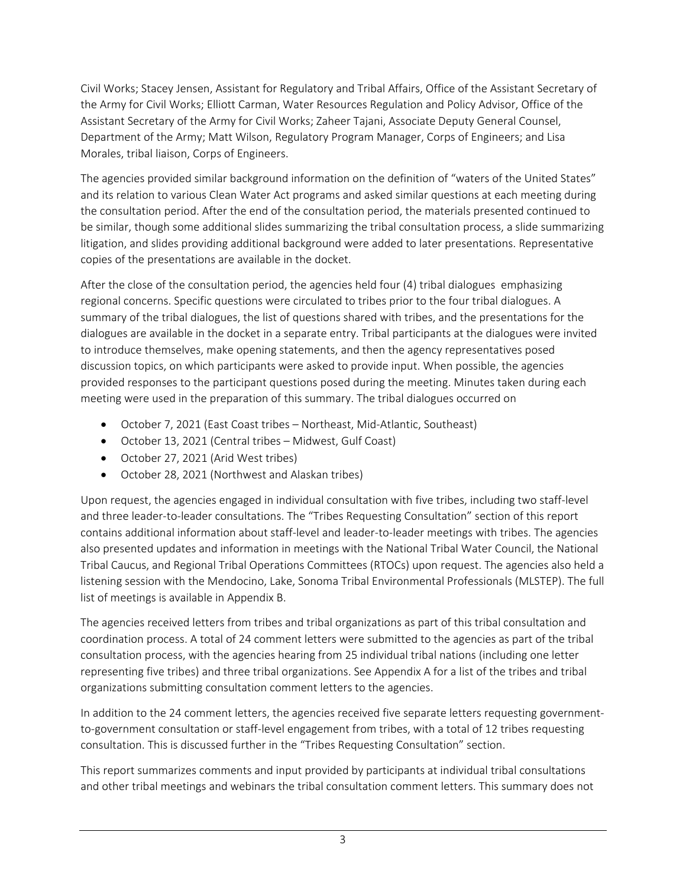Civil Works; Stacey Jensen, Assistant for Regulatory and Tribal Affairs, Office of the Assistant Secretary of the Army for Civil Works; Elliott Carman, Water Resources Regulation and Policy Advisor, Office of the Assistant Secretary of the Army for Civil Works; Zaheer Tajani, Associate Deputy General Counsel, Department of the Army; Matt Wilson, Regulatory Program Manager, Corps of Engineers; and Lisa Morales, tribal liaison, Corps of Engineers.

The agencies provided similar background information on the definition of "waters of the United States" and its relation to various Clean Water Act programs and asked similar questions at each meeting during the consultation period. After the end of the consultation period, the materials presented continued to be similar, though some additional slides summarizing the tribal consultation process, a slide summarizing litigation, and slides providing additional background were added to later presentations. Representative copies of the presentations are available in the docket.

After the close of the consultation period, the agencies held four (4) tribal dialogues emphasizing regional concerns. Specific questions were circulated to tribes prior to the four tribal dialogues. A summary of the tribal dialogues, the list of questions shared with tribes, and the presentations for the dialogues are available in the docket in a separate entry. Tribal participants at the dialogues were invited to introduce themselves, make opening statements, and then the agency representatives posed discussion topics, on which participants were asked to provide input. When possible, the agencies provided responses to the participant questions posed during the meeting. Minutes taken during each meeting were used in the preparation of this summary. The tribal dialogues occurred on

- October 7, 2021 (East Coast tribes – Northeast, Mid-Atlantic, Southeast)
- October 13, 2021 (Central tribes – Midwest, Gulf Coast)
- October 27, 2021 (Arid West tribes)
- October 28, 2021 (Northwest and Alaskan tribes)

Upon request, the agencies engaged in individual consultation with five tribes, including two staff-level and three leader-to-leader consultations. The "Tribes Requesting Consultation" section of this report contains additional information about staff-level and leader-to-leader meetings with tribes. The agencies also presented updates and information in meetings with the National Tribal Water Council, the National Tribal Caucus, and Regional Tribal Operations Committees (RTOCs) upon request. The agencies also held a listening session with the Mendocino, Lake, Sonoma Tribal Environmental Professionals (MLSTEP). The full list of meetings is available in Appendix B.

The agencies received letters from tribes and tribal organizations as part of this tribal consultation and coordination process. A total of 24 comment letters were submitted to the agencies as part of the tribal consultation process, with the agencies hearing from 25 individual tribal nations (including one letter representing five tribes) and three tribal organizations. See Appendix A for a list of the tribes and tribal organizations submitting consultation comment letters to the agencies.

In addition to the 24 comment letters, the agencies received five separate letters requesting government-to-government consultation or staff-level engagement from tribes, with a total of 12 tribes requesting consultation. This is discussed further in the "Tribes Requesting Consultation" section.

This report summarizes comments and input provided by participants at individual tribal consultations and other tribal meetings and webinars the tribal consultation comment letters. This summary does not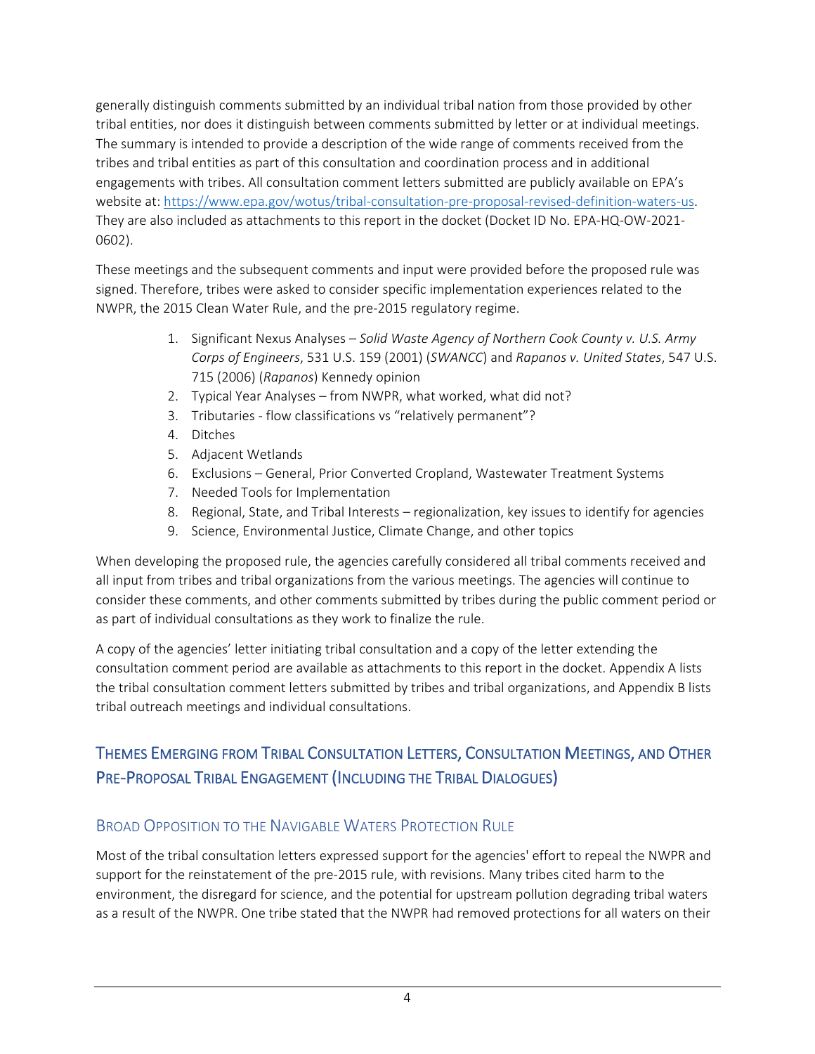generally distinguish comments submitted by an individual tribal nation from those provided by other tribal entities, nor does it distinguish between comments submitted by letter or at individual meetings. The summary is intended to provide a description of the wide range of comments received from the tribes and tribal entities as part of this consultation and coordination process and in additional engagements with tribes. All consultation comment letters submitted are publicly available on EPA's website at: https://www.epa.gov/wotus/tribal-consultation-pre-proposal-revised-definition-waters-us. They are also included as attachments to this report in the docket (Docket ID No. EPA-HQ-OW-2021-0602).

These meetings and the subsequent comments and input were provided before the proposed rule was signed. Therefore, tribes were asked to consider specific implementation experiences related to the NWPR, the 2015 Clean Water Rule, and the pre-2015 regulatory regime.

1. Significant Nexus Analyses – *Solid Waste Agency of Northern Cook County v. U.S. Army Corps of Engineers*, 531 U.S. 159 (2001) (*SWANCC*) and *Rapanos v. United States*, 547 U.S. 715 (2006) (*Rapanos*) Kennedy opinion
2. Typical Year Analyses – from NWPR, what worked, what did not?
3. Tributaries - flow classifications vs "relatively permanent"?
4. Ditches
5. Adjacent Wetlands
6. Exclusions – General, Prior Converted Cropland, Wastewater Treatment Systems
7. Needed Tools for Implementation
8. Regional, State, and Tribal Interests – regionalization, key issues to identify for agencies
9. Science, Environmental Justice, Climate Change, and other topics

When developing the proposed rule, the agencies carefully considered all tribal comments received and all input from tribes and tribal organizations from the various meetings. The agencies will continue to consider these comments, and other comments submitted by tribes during the public comment period or as part of individual consultations as they work to finalize the rule.

A copy of the agencies' letter initiating tribal consultation and a copy of the letter extending the consultation comment period are available as attachments to this report in the docket. Appendix A lists the tribal consultation comment letters submitted by tribes and tribal organizations, and Appendix B lists tribal outreach meetings and individual consultations.

## Themes Emerging from Tribal Consultation Letters, Consultation Meetings, and Other Pre-Proposal Tribal Engagement (Including the Tribal Dialogues)

### Broad Opposition to the Navigable Waters Protection Rule

Most of the tribal consultation letters expressed support for the agencies' effort to repeal the NWPR and support for the reinstatement of the pre-2015 rule, with revisions. Many tribes cited harm to the environment, the disregard for science, and the potential for upstream pollution degrading tribal waters as a result of the NWPR. One tribe stated that the NWPR had removed protections for all waters on their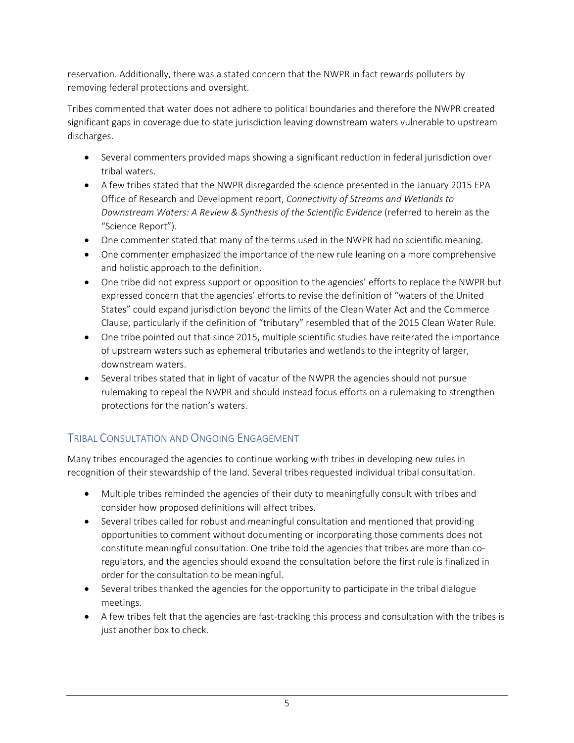reservation. Additionally, there was a stated concern that the NWPR in fact rewards polluters by removing federal protections and oversight.

Tribes commented that water does not adhere to political boundaries and therefore the NWPR created significant gaps in coverage due to state jurisdiction leaving downstream waters vulnerable to upstream discharges.

- Several commenters provided maps showing a significant reduction in federal jurisdiction over tribal waters.
- A few tribes stated that the NWPR disregarded the science presented in the January 2015 EPA Office of Research and Development report, *Connectivity of Streams and Wetlands to Downstream Waters: A Review & Synthesis of the Scientific Evidence* (referred to herein as the "Science Report").
- One commenter stated that many of the terms used in the NWPR had no scientific meaning.
- One commenter emphasized the importance of the new rule leaning on a more comprehensive and holistic approach to the definition.
- One tribe did not express support or opposition to the agencies' efforts to replace the NWPR but expressed concern that the agencies' efforts to revise the definition of "waters of the United States" could expand jurisdiction beyond the limits of the Clean Water Act and the Commerce Clause, particularly if the definition of "tributary" resembled that of the 2015 Clean Water Rule.
- One tribe pointed out that since 2015, multiple scientific studies have reiterated the importance of upstream waters such as ephemeral tributaries and wetlands to the integrity of larger, downstream waters.
- Several tribes stated that in light of vacatur of the NWPR the agencies should not pursue rulemaking to repeal the NWPR and should instead focus efforts on a rulemaking to strengthen protections for the nation's waters.

## Tribal Consultation and Ongoing Engagement

Many tribes encouraged the agencies to continue working with tribes in developing new rules in recognition of their stewardship of the land. Several tribes requested individual tribal consultation.

- Multiple tribes reminded the agencies of their duty to meaningfully consult with tribes and consider how proposed definitions will affect tribes.
- Several tribes called for robust and meaningful consultation and mentioned that providing opportunities to comment without documenting or incorporating those comments does not constitute meaningful consultation. One tribe told the agencies that tribes are more than co-regulators, and the agencies should expand the consultation before the first rule is finalized in order for the consultation to be meaningful.
- Several tribes thanked the agencies for the opportunity to participate in the tribal dialogue meetings.
- A few tribes felt that the agencies are fast-tracking this process and consultation with the tribes is just another box to check.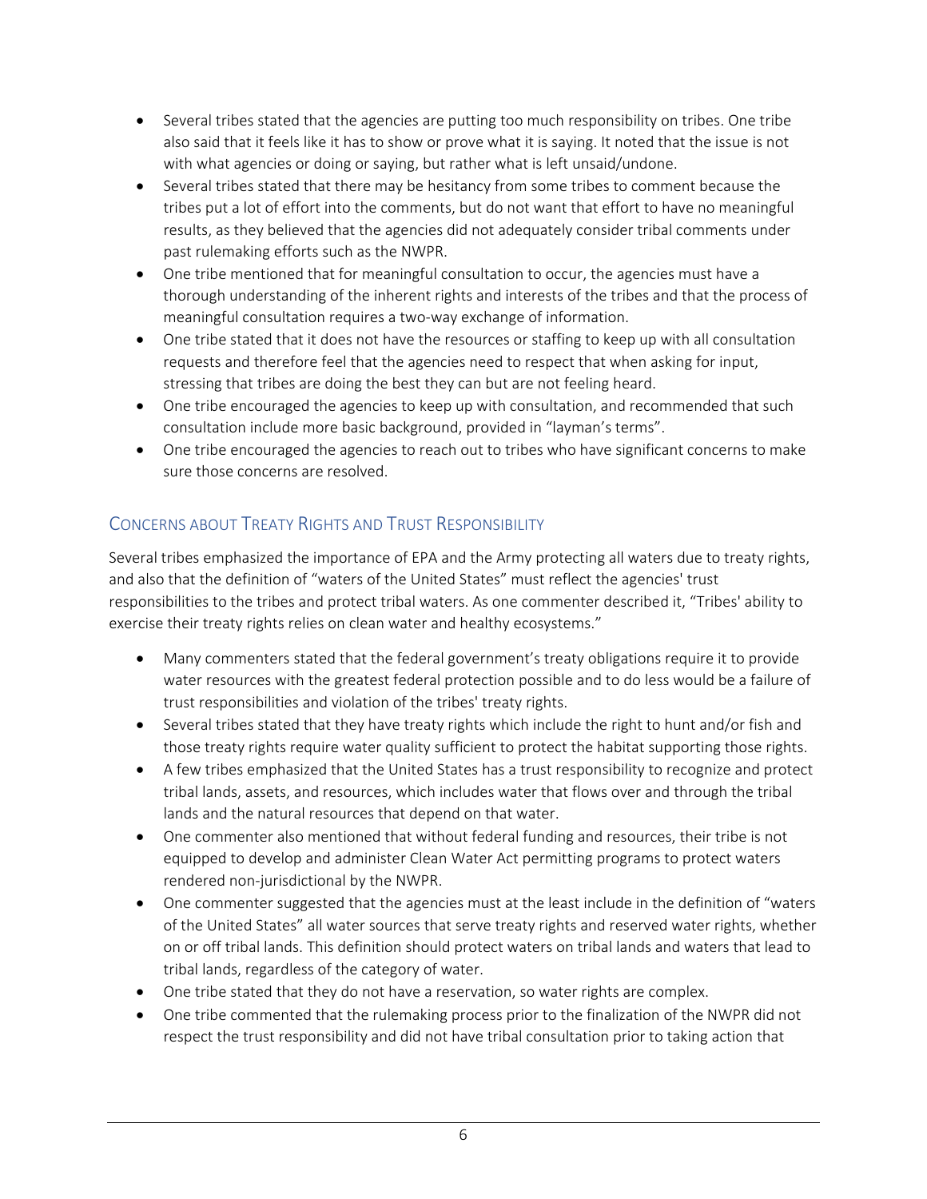- Several tribes stated that the agencies are putting too much responsibility on tribes. One tribe also said that it feels like it has to show or prove what it is saying. It noted that the issue is not with what agencies or doing or saying, but rather what is left unsaid/undone.
- Several tribes stated that there may be hesitancy from some tribes to comment because the tribes put a lot of effort into the comments, but do not want that effort to have no meaningful results, as they believed that the agencies did not adequately consider tribal comments under past rulemaking efforts such as the NWPR.
- One tribe mentioned that for meaningful consultation to occur, the agencies must have a thorough understanding of the inherent rights and interests of the tribes and that the process of meaningful consultation requires a two-way exchange of information.
- One tribe stated that it does not have the resources or staffing to keep up with all consultation requests and therefore feel that the agencies need to respect that when asking for input, stressing that tribes are doing the best they can but are not feeling heard.
- One tribe encouraged the agencies to keep up with consultation, and recommended that such consultation include more basic background, provided in "layman's terms".
- One tribe encouraged the agencies to reach out to tribes who have significant concerns to make sure those concerns are resolved.

## Concerns about Treaty Rights and Trust Responsibility

Several tribes emphasized the importance of EPA and the Army protecting all waters due to treaty rights, and also that the definition of "waters of the United States" must reflect the agencies' trust responsibilities to the tribes and protect tribal waters. As one commenter described it, "Tribes' ability to exercise their treaty rights relies on clean water and healthy ecosystems."

- Many commenters stated that the federal government's treaty obligations require it to provide water resources with the greatest federal protection possible and to do less would be a failure of trust responsibilities and violation of the tribes' treaty rights.
- Several tribes stated that they have treaty rights which include the right to hunt and/or fish and those treaty rights require water quality sufficient to protect the habitat supporting those rights.
- A few tribes emphasized that the United States has a trust responsibility to recognize and protect tribal lands, assets, and resources, which includes water that flows over and through the tribal lands and the natural resources that depend on that water.
- One commenter also mentioned that without federal funding and resources, their tribe is not equipped to develop and administer Clean Water Act permitting programs to protect waters rendered non-jurisdictional by the NWPR.
- One commenter suggested that the agencies must at the least include in the definition of "waters of the United States" all water sources that serve treaty rights and reserved water rights, whether on or off tribal lands. This definition should protect waters on tribal lands and waters that lead to tribal lands, regardless of the category of water.
- One tribe stated that they do not have a reservation, so water rights are complex.
- One tribe commented that the rulemaking process prior to the finalization of the NWPR did not respect the trust responsibility and did not have tribal consultation prior to taking action that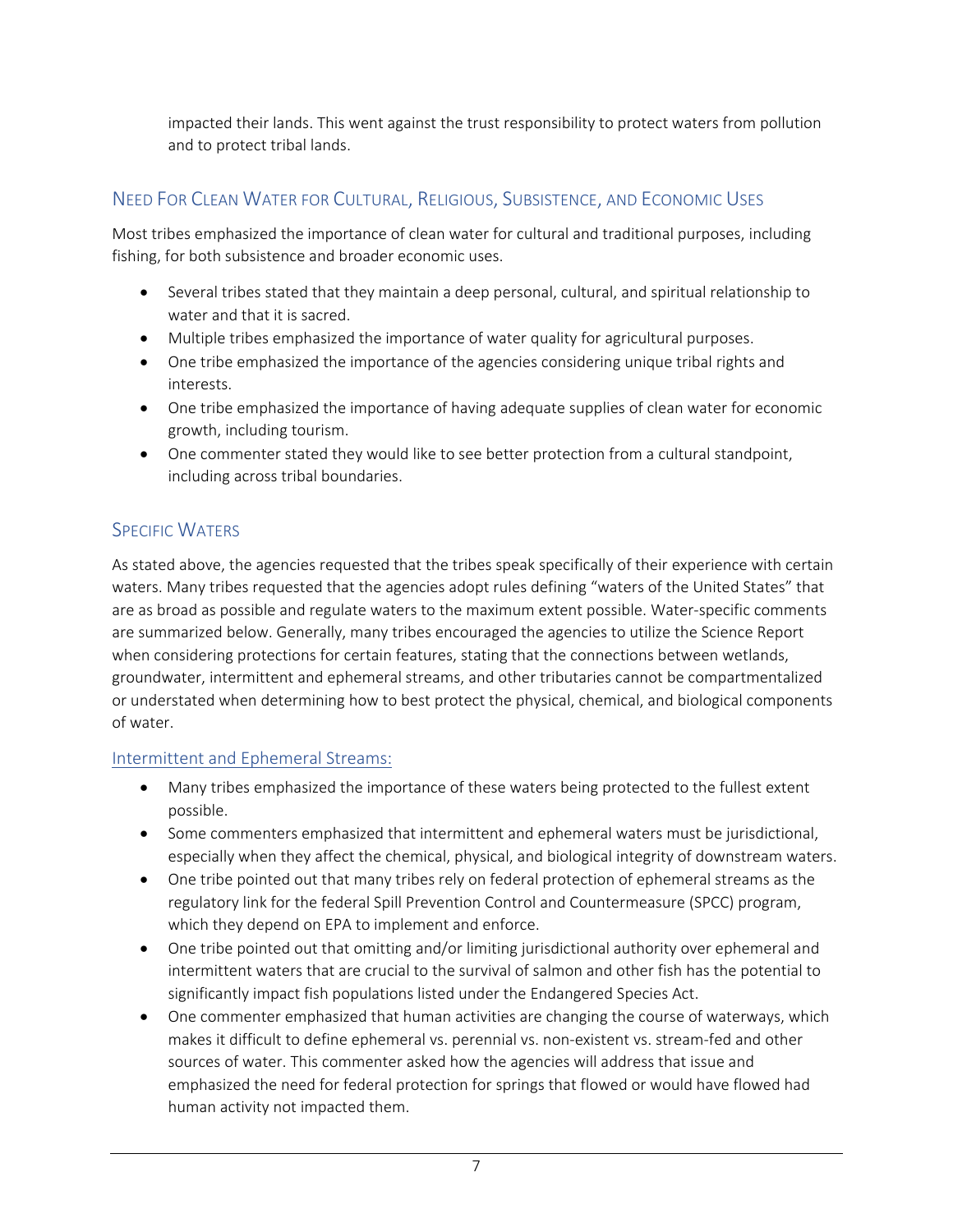impacted their lands. This went against the trust responsibility to protect waters from pollution and to protect tribal lands.

## Need For Clean Water for Cultural, Religious, Subsistence, and Economic Uses

Most tribes emphasized the importance of clean water for cultural and traditional purposes, including fishing, for both subsistence and broader economic uses.

- Several tribes stated that they maintain a deep personal, cultural, and spiritual relationship to water and that it is sacred.
- Multiple tribes emphasized the importance of water quality for agricultural purposes.
- One tribe emphasized the importance of the agencies considering unique tribal rights and interests.
- One tribe emphasized the importance of having adequate supplies of clean water for economic growth, including tourism.
- One commenter stated they would like to see better protection from a cultural standpoint, including across tribal boundaries.

## Specific Waters

As stated above, the agencies requested that the tribes speak specifically of their experience with certain waters. Many tribes requested that the agencies adopt rules defining "waters of the United States" that are as broad as possible and regulate waters to the maximum extent possible. Water-specific comments are summarized below. Generally, many tribes encouraged the agencies to utilize the Science Report when considering protections for certain features, stating that the connections between wetlands, groundwater, intermittent and ephemeral streams, and other tributaries cannot be compartmentalized or understated when determining how to best protect the physical, chemical, and biological components of water.

### Intermittent and Ephemeral Streams:

- Many tribes emphasized the importance of these waters being protected to the fullest extent possible.
- Some commenters emphasized that intermittent and ephemeral waters must be jurisdictional, especially when they affect the chemical, physical, and biological integrity of downstream waters.
- One tribe pointed out that many tribes rely on federal protection of ephemeral streams as the regulatory link for the federal Spill Prevention Control and Countermeasure (SPCC) program, which they depend on EPA to implement and enforce.
- One tribe pointed out that omitting and/or limiting jurisdictional authority over ephemeral and intermittent waters that are crucial to the survival of salmon and other fish has the potential to significantly impact fish populations listed under the Endangered Species Act.
- One commenter emphasized that human activities are changing the course of waterways, which makes it difficult to define ephemeral vs. perennial vs. non-existent vs. stream-fed and other sources of water. This commenter asked how the agencies will address that issue and emphasized the need for federal protection for springs that flowed or would have flowed had human activity not impacted them.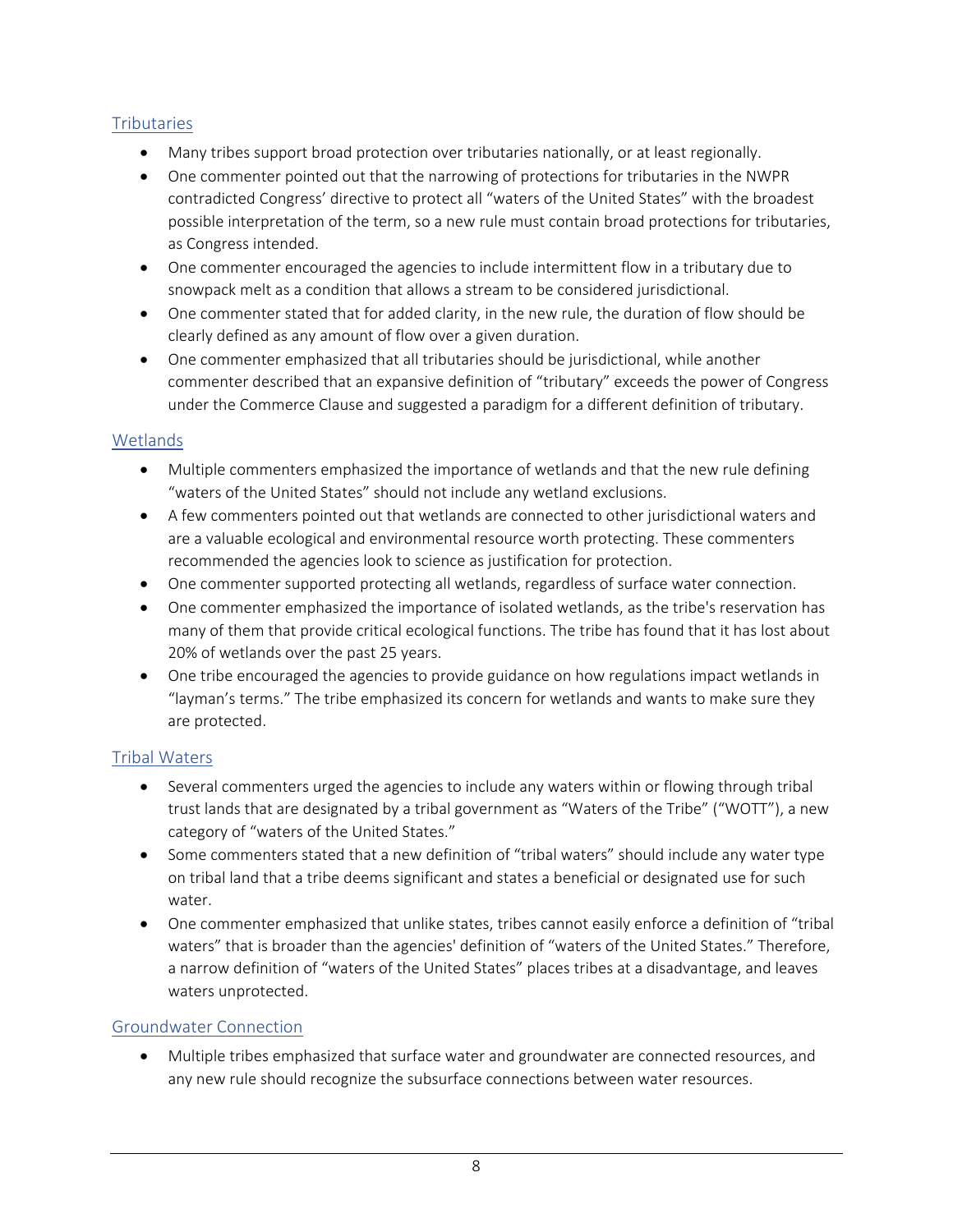## Tributaries

- Many tribes support broad protection over tributaries nationally, or at least regionally.
- One commenter pointed out that the narrowing of protections for tributaries in the NWPR contradicted Congress' directive to protect all "waters of the United States" with the broadest possible interpretation of the term, so a new rule must contain broad protections for tributaries, as Congress intended.
- One commenter encouraged the agencies to include intermittent flow in a tributary due to snowpack melt as a condition that allows a stream to be considered jurisdictional.
- One commenter stated that for added clarity, in the new rule, the duration of flow should be clearly defined as any amount of flow over a given duration.
- One commenter emphasized that all tributaries should be jurisdictional, while another commenter described that an expansive definition of "tributary" exceeds the power of Congress under the Commerce Clause and suggested a paradigm for a different definition of tributary.

## Wetlands

- Multiple commenters emphasized the importance of wetlands and that the new rule defining "waters of the United States" should not include any wetland exclusions.
- A few commenters pointed out that wetlands are connected to other jurisdictional waters and are a valuable ecological and environmental resource worth protecting. These commenters recommended the agencies look to science as justification for protection.
- One commenter supported protecting all wetlands, regardless of surface water connection.
- One commenter emphasized the importance of isolated wetlands, as the tribe's reservation has many of them that provide critical ecological functions. The tribe has found that it has lost about 20% of wetlands over the past 25 years.
- One tribe encouraged the agencies to provide guidance on how regulations impact wetlands in "layman's terms." The tribe emphasized its concern for wetlands and wants to make sure they are protected.

## Tribal Waters

- Several commenters urged the agencies to include any waters within or flowing through tribal trust lands that are designated by a tribal government as "Waters of the Tribe" ("WOTT"), a new category of "waters of the United States."
- Some commenters stated that a new definition of "tribal waters" should include any water type on tribal land that a tribe deems significant and states a beneficial or designated use for such water.
- One commenter emphasized that unlike states, tribes cannot easily enforce a definition of "tribal waters" that is broader than the agencies' definition of "waters of the United States." Therefore, a narrow definition of "waters of the United States" places tribes at a disadvantage, and leaves waters unprotected.

## Groundwater Connection

- Multiple tribes emphasized that surface water and groundwater are connected resources, and any new rule should recognize the subsurface connections between water resources.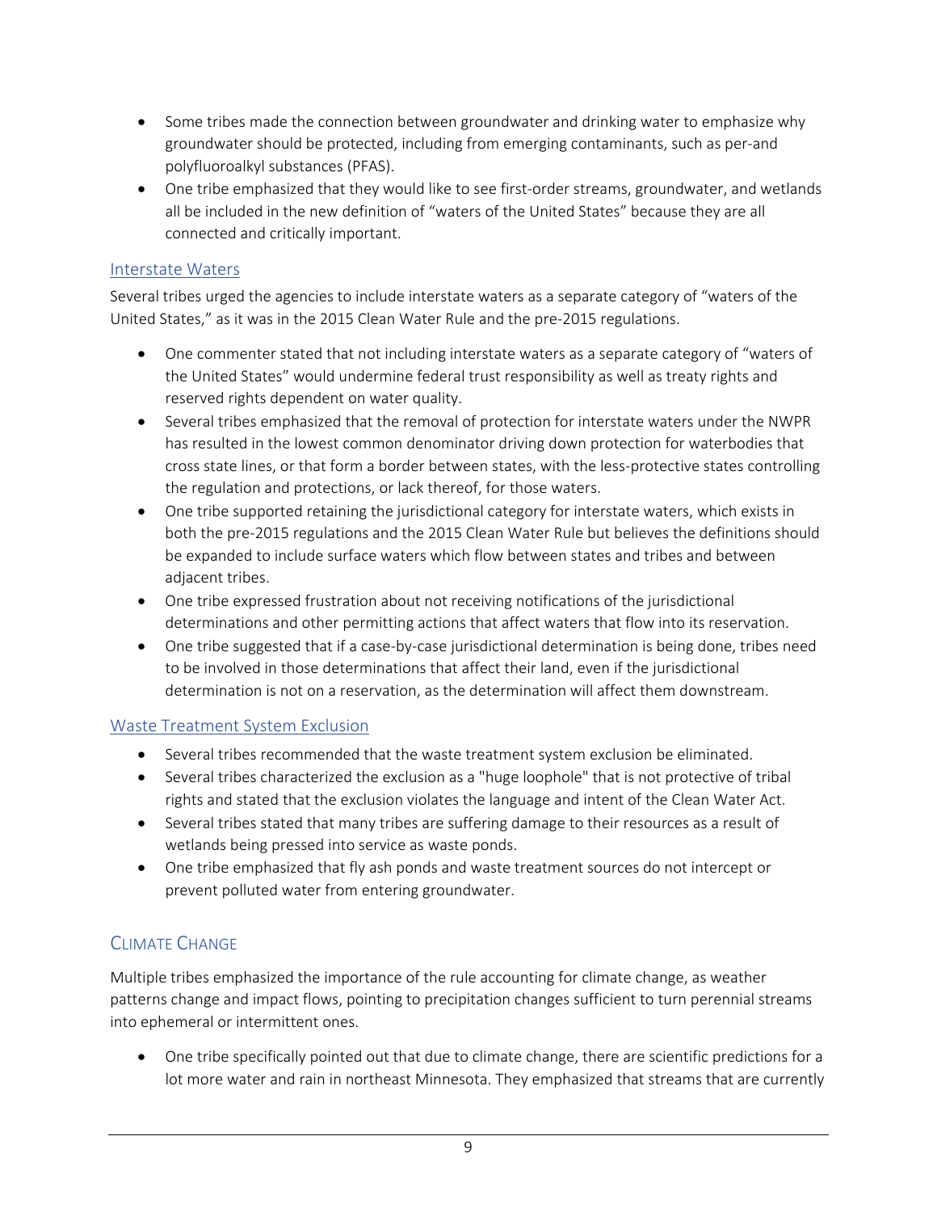- Some tribes made the connection between groundwater and drinking water to emphasize why groundwater should be protected, including from emerging contaminants, such as per-and polyfluoroalkyl substances (PFAS).
- One tribe emphasized that they would like to see first-order streams, groundwater, and wetlands all be included in the new definition of "waters of the United States" because they are all connected and critically important.

### Interstate Waters

Several tribes urged the agencies to include interstate waters as a separate category of "waters of the United States," as it was in the 2015 Clean Water Rule and the pre-2015 regulations.

- One commenter stated that not including interstate waters as a separate category of "waters of the United States" would undermine federal trust responsibility as well as treaty rights and reserved rights dependent on water quality.
- Several tribes emphasized that the removal of protection for interstate waters under the NWPR has resulted in the lowest common denominator driving down protection for waterbodies that cross state lines, or that form a border between states, with the less-protective states controlling the regulation and protections, or lack thereof, for those waters.
- One tribe supported retaining the jurisdictional category for interstate waters, which exists in both the pre-2015 regulations and the 2015 Clean Water Rule but believes the definitions should be expanded to include surface waters which flow between states and tribes and between adjacent tribes.
- One tribe expressed frustration about not receiving notifications of the jurisdictional determinations and other permitting actions that affect waters that flow into its reservation.
- One tribe suggested that if a case-by-case jurisdictional determination is being done, tribes need to be involved in those determinations that affect their land, even if the jurisdictional determination is not on a reservation, as the determination will affect them downstream.

### Waste Treatment System Exclusion

- Several tribes recommended that the waste treatment system exclusion be eliminated.
- Several tribes characterized the exclusion as a "huge loophole" that is not protective of tribal rights and stated that the exclusion violates the language and intent of the Clean Water Act.
- Several tribes stated that many tribes are suffering damage to their resources as a result of wetlands being pressed into service as waste ponds.
- One tribe emphasized that fly ash ponds and waste treatment sources do not intercept or prevent polluted water from entering groundwater.

## Climate Change

Multiple tribes emphasized the importance of the rule accounting for climate change, as weather patterns change and impact flows, pointing to precipitation changes sufficient to turn perennial streams into ephemeral or intermittent ones.

- One tribe specifically pointed out that due to climate change, there are scientific predictions for a lot more water and rain in northeast Minnesota. They emphasized that streams that are currently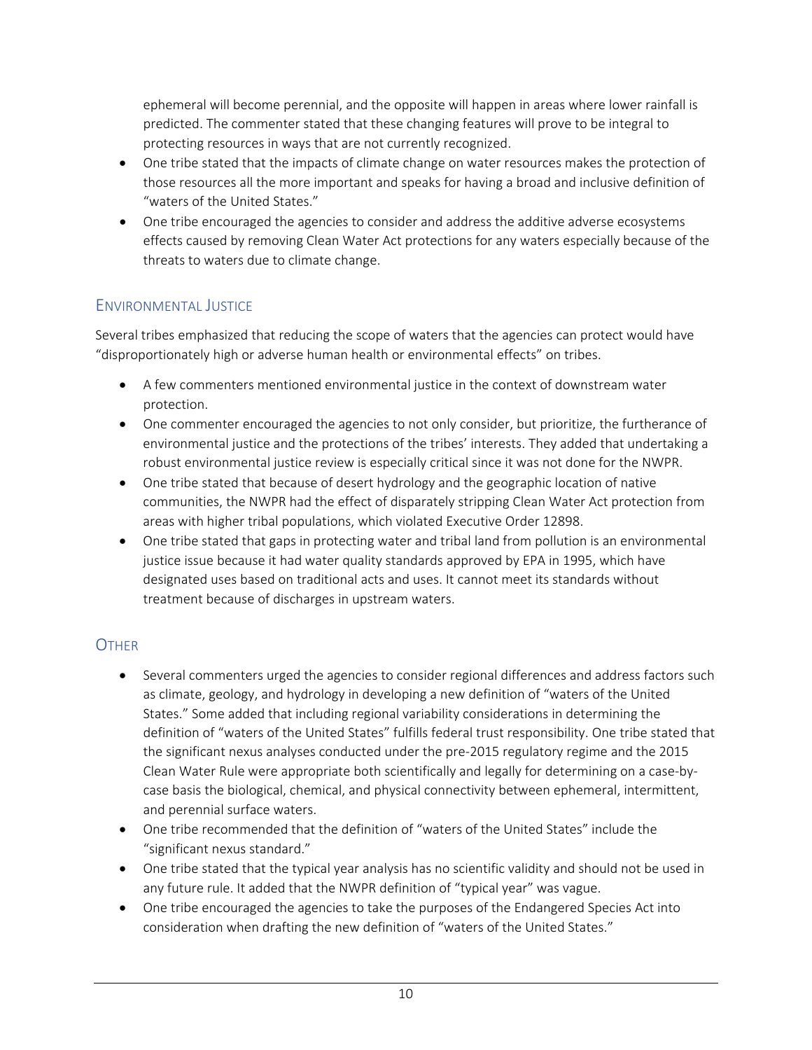ephemeral will become perennial, and the opposite will happen in areas where lower rainfall is predicted. The commenter stated that these changing features will prove to be integral to protecting resources in ways that are not currently recognized.

- One tribe stated that the impacts of climate change on water resources makes the protection of those resources all the more important and speaks for having a broad and inclusive definition of "waters of the United States."
- One tribe encouraged the agencies to consider and address the additive adverse ecosystems effects caused by removing Clean Water Act protections for any waters especially because of the threats to waters due to climate change.

## Environmental Justice

Several tribes emphasized that reducing the scope of waters that the agencies can protect would have "disproportionately high or adverse human health or environmental effects" on tribes.

- A few commenters mentioned environmental justice in the context of downstream water protection.
- One commenter encouraged the agencies to not only consider, but prioritize, the furtherance of environmental justice and the protections of the tribes' interests. They added that undertaking a robust environmental justice review is especially critical since it was not done for the NWPR.
- One tribe stated that because of desert hydrology and the geographic location of native communities, the NWPR had the effect of disparately stripping Clean Water Act protection from areas with higher tribal populations, which violated Executive Order 12898.
- One tribe stated that gaps in protecting water and tribal land from pollution is an environmental justice issue because it had water quality standards approved by EPA in 1995, which have designated uses based on traditional acts and uses. It cannot meet its standards without treatment because of discharges in upstream waters.

## Other

- Several commenters urged the agencies to consider regional differences and address factors such as climate, geology, and hydrology in developing a new definition of "waters of the United States." Some added that including regional variability considerations in determining the definition of "waters of the United States" fulfills federal trust responsibility. One tribe stated that the significant nexus analyses conducted under the pre-2015 regulatory regime and the 2015 Clean Water Rule were appropriate both scientifically and legally for determining on a case-by-case basis the biological, chemical, and physical connectivity between ephemeral, intermittent, and perennial surface waters.
- One tribe recommended that the definition of "waters of the United States" include the "significant nexus standard."
- One tribe stated that the typical year analysis has no scientific validity and should not be used in any future rule. It added that the NWPR definition of "typical year" was vague.
- One tribe encouraged the agencies to take the purposes of the Endangered Species Act into consideration when drafting the new definition of "waters of the United States."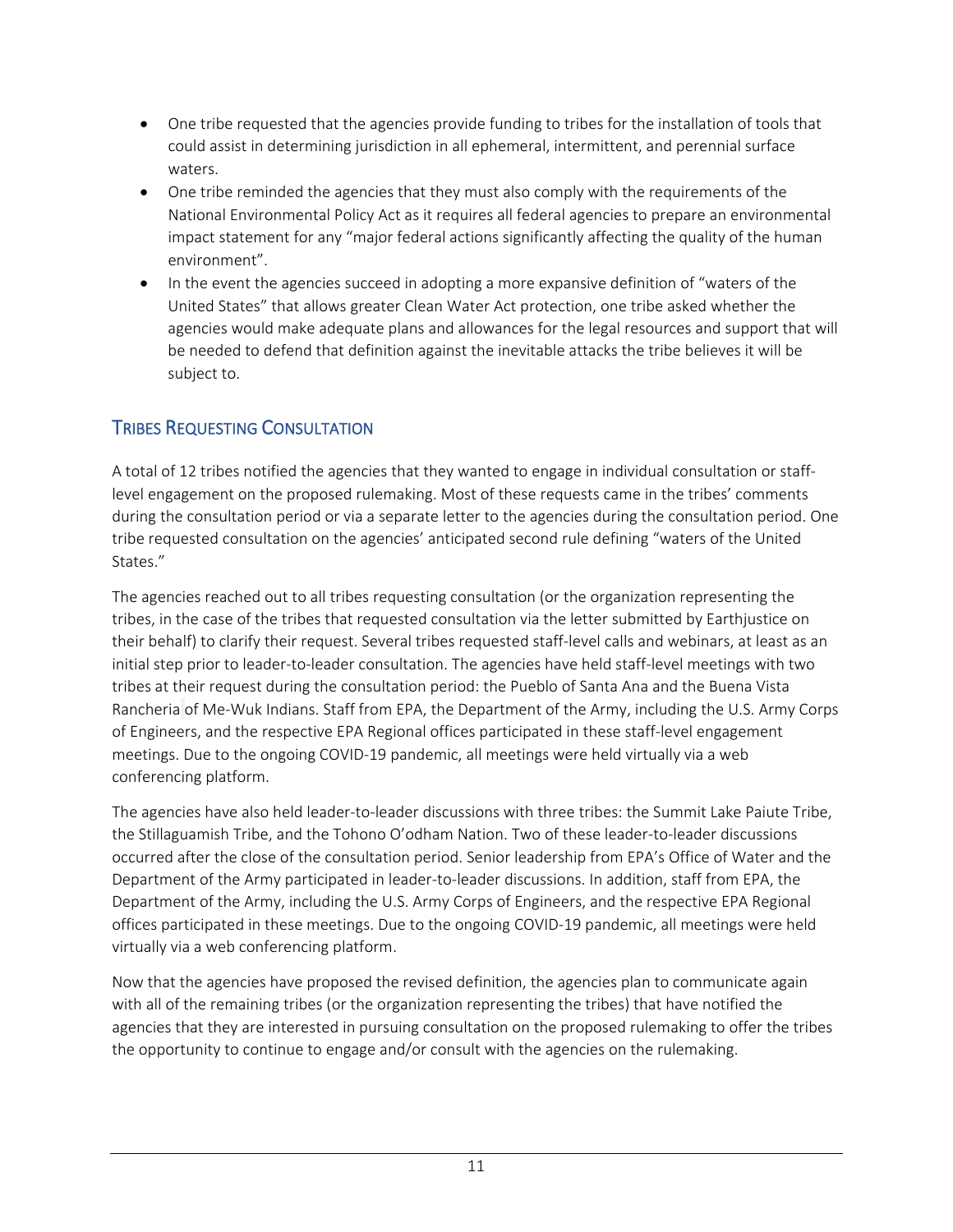- One tribe requested that the agencies provide funding to tribes for the installation of tools that could assist in determining jurisdiction in all ephemeral, intermittent, and perennial surface waters.
- One tribe reminded the agencies that they must also comply with the requirements of the National Environmental Policy Act as it requires all federal agencies to prepare an environmental impact statement for any "major federal actions significantly affecting the quality of the human environment".
- In the event the agencies succeed in adopting a more expansive definition of "waters of the United States" that allows greater Clean Water Act protection, one tribe asked whether the agencies would make adequate plans and allowances for the legal resources and support that will be needed to defend that definition against the inevitable attacks the tribe believes it will be subject to.

## Tribes Requesting Consultation

A total of 12 tribes notified the agencies that they wanted to engage in individual consultation or staff-level engagement on the proposed rulemaking. Most of these requests came in the tribes' comments during the consultation period or via a separate letter to the agencies during the consultation period. One tribe requested consultation on the agencies' anticipated second rule defining "waters of the United States."

The agencies reached out to all tribes requesting consultation (or the organization representing the tribes, in the case of the tribes that requested consultation via the letter submitted by Earthjustice on their behalf) to clarify their request. Several tribes requested staff-level calls and webinars, at least as an initial step prior to leader-to-leader consultation. The agencies have held staff-level meetings with two tribes at their request during the consultation period: the Pueblo of Santa Ana and the Buena Vista Rancheria of Me-Wuk Indians. Staff from EPA, the Department of the Army, including the U.S. Army Corps of Engineers, and the respective EPA Regional offices participated in these staff-level engagement meetings. Due to the ongoing COVID-19 pandemic, all meetings were held virtually via a web conferencing platform.

The agencies have also held leader-to-leader discussions with three tribes: the Summit Lake Paiute Tribe, the Stillaguamish Tribe, and the Tohono O'odham Nation. Two of these leader-to-leader discussions occurred after the close of the consultation period. Senior leadership from EPA's Office of Water and the Department of the Army participated in leader-to-leader discussions. In addition, staff from EPA, the Department of the Army, including the U.S. Army Corps of Engineers, and the respective EPA Regional offices participated in these meetings. Due to the ongoing COVID-19 pandemic, all meetings were held virtually via a web conferencing platform.

Now that the agencies have proposed the revised definition, the agencies plan to communicate again with all of the remaining tribes (or the organization representing the tribes) that have notified the agencies that they are interested in pursuing consultation on the proposed rulemaking to offer the tribes the opportunity to continue to engage and/or consult with the agencies on the rulemaking.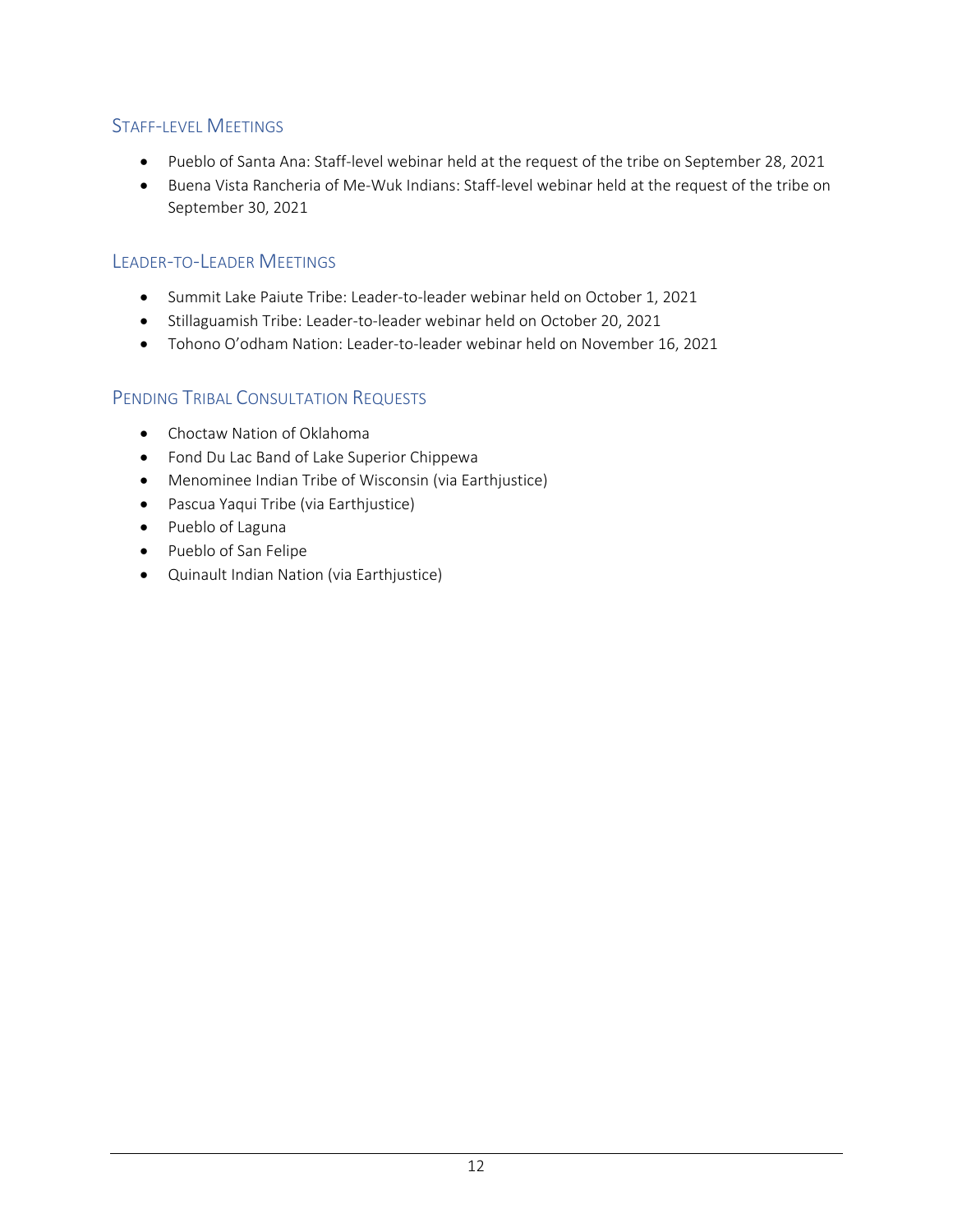### Staff-level Meetings

- Pueblo of Santa Ana: Staff-level webinar held at the request of the tribe on September 28, 2021
- Buena Vista Rancheria of Me-Wuk Indians: Staff-level webinar held at the request of the tribe on September 30, 2021

### Leader-to-Leader Meetings

- Summit Lake Paiute Tribe: Leader-to-leader webinar held on October 1, 2021
- Stillaguamish Tribe: Leader-to-leader webinar held on October 20, 2021
- Tohono O'odham Nation: Leader-to-leader webinar held on November 16, 2021

### Pending Tribal Consultation Requests

- Choctaw Nation of Oklahoma
- Fond Du Lac Band of Lake Superior Chippewa
- Menominee Indian Tribe of Wisconsin (via Earthjustice)
- Pascua Yaqui Tribe (via Earthjustice)
- Pueblo of Laguna
- Pueblo of San Felipe
- Quinault Indian Nation (via Earthjustice)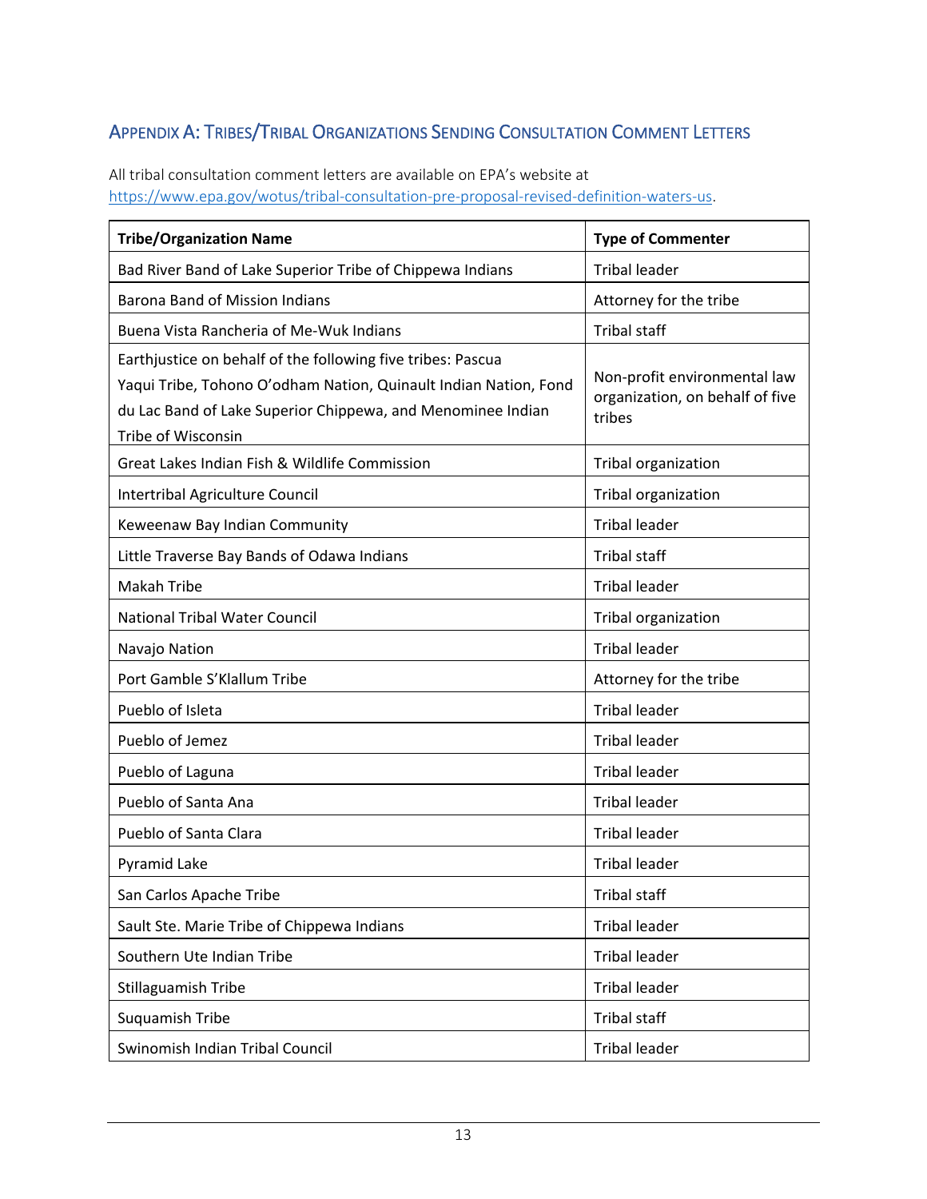## Appendix A: Tribes/Tribal Organizations Sending Consultation Comment Letters

All tribal consultation comment letters are available on EPA's website at https://www.epa.gov/wotus/tribal-consultation-pre-proposal-revised-definition-waters-us.

| Tribe/Organization Name | Type of Commenter |
|---|---|
| Bad River Band of Lake Superior Tribe of Chippewa Indians | Tribal leader |
| Barona Band of Mission Indians | Attorney for the tribe |
| Buena Vista Rancheria of Me-Wuk Indians | Tribal staff |
| Earthjustice on behalf of the following five tribes: Pascua Yaqui Tribe, Tohono O'odham Nation, Quinault Indian Nation, Fond du Lac Band of Lake Superior Chippewa, and Menominee Indian Tribe of Wisconsin | Non-profit environmental law organization, on behalf of five tribes |
| Great Lakes Indian Fish & Wildlife Commission | Tribal organization |
| Intertribal Agriculture Council | Tribal organization |
| Keweenaw Bay Indian Community | Tribal leader |
| Little Traverse Bay Bands of Odawa Indians | Tribal staff |
| Makah Tribe | Tribal leader |
| National Tribal Water Council | Tribal organization |
| Navajo Nation | Tribal leader |
| Port Gamble S'Klallum Tribe | Attorney for the tribe |
| Pueblo of Isleta | Tribal leader |
| Pueblo of Jemez | Tribal leader |
| Pueblo of Laguna | Tribal leader |
| Pueblo of Santa Ana | Tribal leader |
| Pueblo of Santa Clara | Tribal leader |
| Pyramid Lake | Tribal leader |
| San Carlos Apache Tribe | Tribal staff |
| Sault Ste. Marie Tribe of Chippewa Indians | Tribal leader |
| Southern Ute Indian Tribe | Tribal leader |
| Stillaguamish Tribe | Tribal leader |
| Suquamish Tribe | Tribal staff |
| Swinomish Indian Tribal Council | Tribal leader |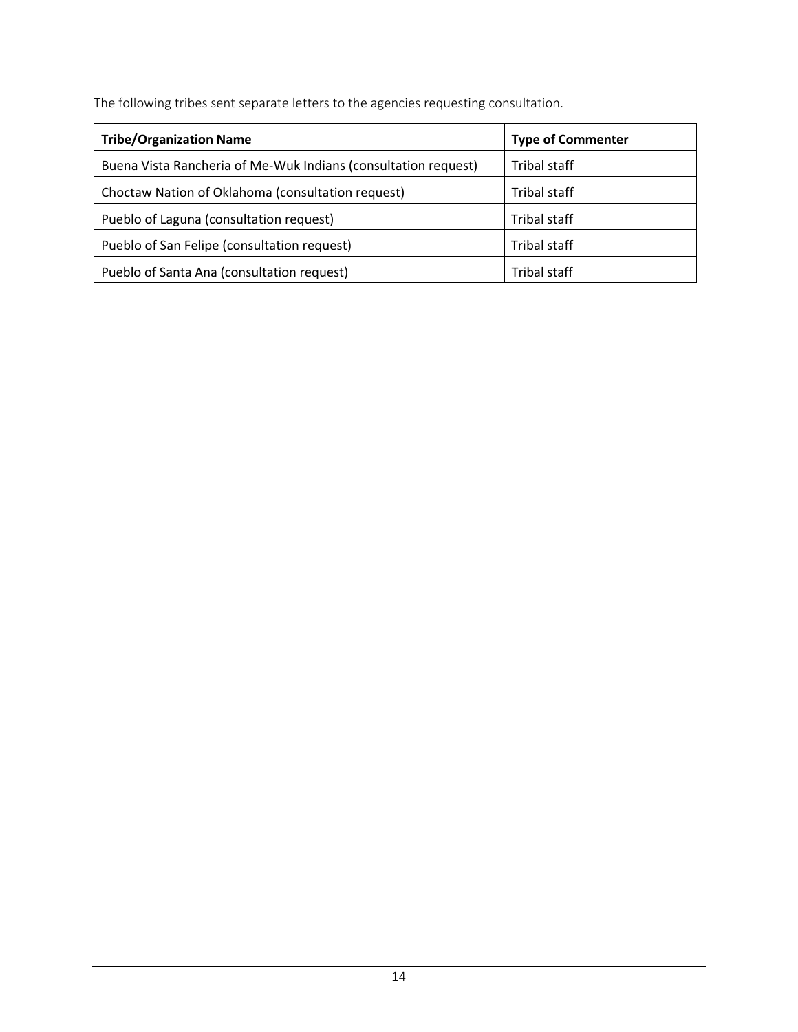The following tribes sent separate letters to the agencies requesting consultation.

| Tribe/Organization Name | Type of Commenter |
| --- | --- |
| Buena Vista Rancheria of Me-Wuk Indians (consultation request) | Tribal staff |
| Choctaw Nation of Oklahoma (consultation request) | Tribal staff |
| Pueblo of Laguna (consultation request) | Tribal staff |
| Pueblo of San Felipe (consultation request) | Tribal staff |
| Pueblo of Santa Ana (consultation request) | Tribal staff |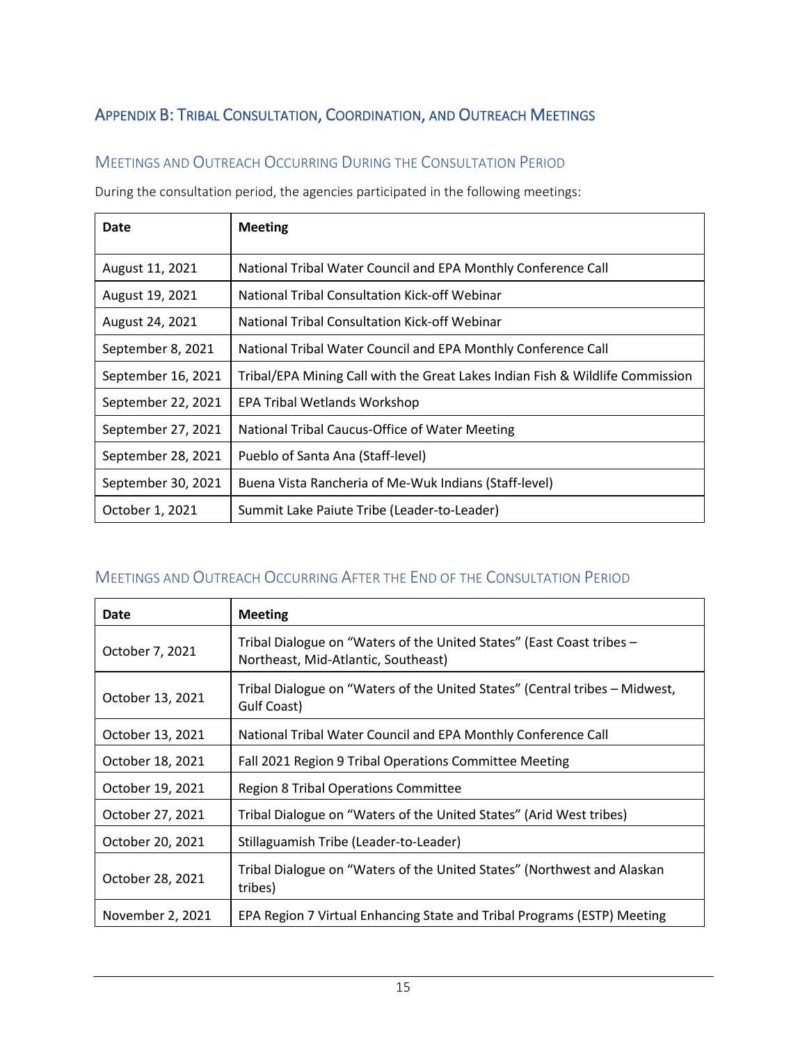## Appendix B: Tribal Consultation, Coordination, and Outreach Meetings

### Meetings and Outreach Occurring During the Consultation Period

During the consultation period, the agencies participated in the following meetings:

| Date | Meeting |
|---|---|
| August 11, 2021 | National Tribal Water Council and EPA Monthly Conference Call |
| August 19, 2021 | National Tribal Consultation Kick-off Webinar |
| August 24, 2021 | National Tribal Consultation Kick-off Webinar |
| September 8, 2021 | National Tribal Water Council and EPA Monthly Conference Call |
| September 16, 2021 | Tribal/EPA Mining Call with the Great Lakes Indian Fish & Wildlife Commission |
| September 22, 2021 | EPA Tribal Wetlands Workshop |
| September 27, 2021 | National Tribal Caucus-Office of Water Meeting |
| September 28, 2021 | Pueblo of Santa Ana (Staff-level) |
| September 30, 2021 | Buena Vista Rancheria of Me-Wuk Indians (Staff-level) |
| October 1, 2021 | Summit Lake Paiute Tribe (Leader-to-Leader) |

### Meetings and Outreach Occurring After the End of the Consultation Period

| Date | Meeting |
|---|---|
| October 7, 2021 | Tribal Dialogue on "Waters of the United States" (East Coast tribes – Northeast, Mid-Atlantic, Southeast) |
| October 13, 2021 | Tribal Dialogue on "Waters of the United States" (Central tribes – Midwest, Gulf Coast) |
| October 13, 2021 | National Tribal Water Council and EPA Monthly Conference Call |
| October 18, 2021 | Fall 2021 Region 9 Tribal Operations Committee Meeting |
| October 19, 2021 | Region 8 Tribal Operations Committee |
| October 27, 2021 | Tribal Dialogue on "Waters of the United States" (Arid West tribes) |
| October 20, 2021 | Stillaguamish Tribe (Leader-to-Leader) |
| October 28, 2021 | Tribal Dialogue on "Waters of the United States" (Northwest and Alaskan tribes) |
| November 2, 2021 | EPA Region 7 Virtual Enhancing State and Tribal Programs (ESTP) Meeting |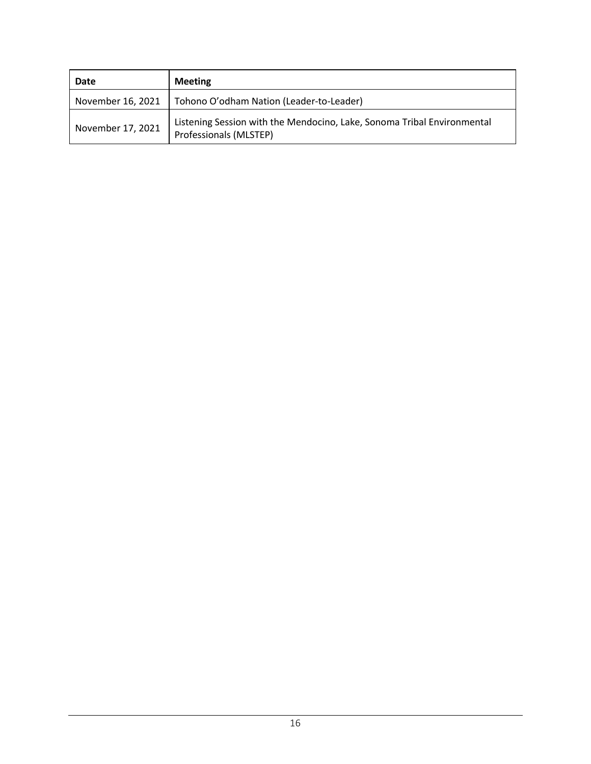| Date | Meeting |
| --- | --- |
| November 16, 2021 | Tohono O’odham Nation (Leader-to-Leader) |
| November 17, 2021 | Listening Session with the Mendocino, Lake, Sonoma Tribal Environmental Professionals (MLSTEP) |